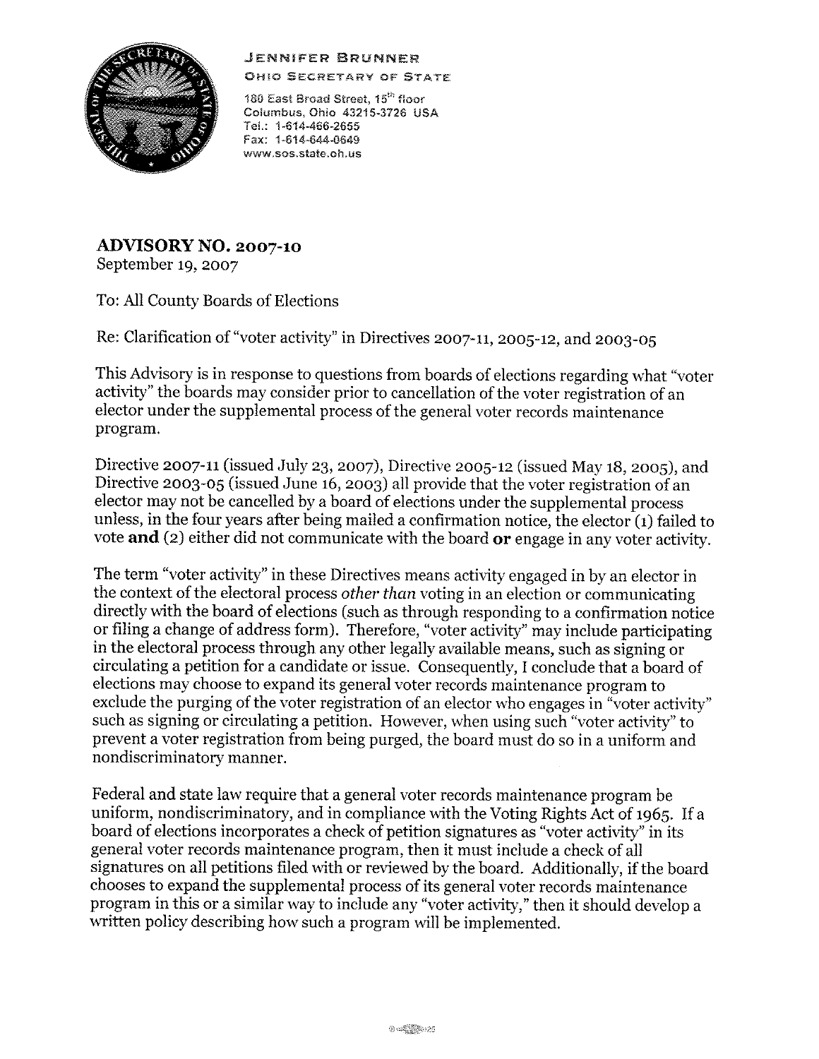JENNIFER BRUNNER
OHIO SECRETARY OF STATE

180 East Broad Street, 15th floor
Columbus, Ohio 43215-3726 USA
Tel.: 1-614-466-2655
Fax: 1-614-644-0649
www.sos.state.oh.us

## ADVISORY NO. 2007-10

September 19, 2007

To: All County Boards of Elections

Re: Clarification of "voter activity" in Directives 2007-11, 2005-12, and 2003-05

This Advisory is in response to questions from boards of elections regarding what "voter activity" the boards may consider prior to cancellation of the voter registration of an elector under the supplemental process of the general voter records maintenance program.

Directive 2007-11 (issued July 23, 2007), Directive 2005-12 (issued May 18, 2005), and Directive 2003-05 (issued June 16, 2003) all provide that the voter registration of an elector may not be cancelled by a board of elections under the supplemental process unless, in the four years after being mailed a confirmation notice, the elector (1) failed to vote **and** (2) either did not communicate with the board **or** engage in any voter activity.

The term "voter activity" in these Directives means activity engaged in by an elector in the context of the electoral process *other than* voting in an election or communicating directly with the board of elections (such as through responding to a confirmation notice or filing a change of address form). Therefore, "voter activity" may include participating in the electoral process through any other legally available means, such as signing or circulating a petition for a candidate or issue. Consequently, I conclude that a board of elections may choose to expand its general voter records maintenance program to exclude the purging of the voter registration of an elector who engages in "voter activity" such as signing or circulating a petition. However, when using such "voter activity" to prevent a voter registration from being purged, the board must do so in a uniform and nondiscriminatory manner.

Federal and state law require that a general voter records maintenance program be uniform, nondiscriminatory, and in compliance with the Voting Rights Act of 1965. If a board of elections incorporates a check of petition signatures as "voter activity" in its general voter records maintenance program, then it must include a check of all signatures on all petitions filed with or reviewed by the board. Additionally, if the board chooses to expand the supplemental process of its general voter records maintenance program in this or a similar way to include any "voter activity," then it should develop a written policy describing how such a program will be implemented.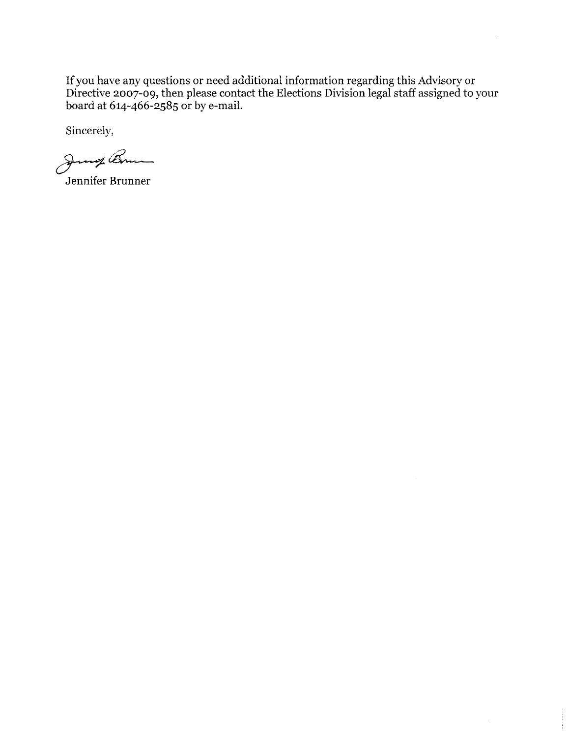If you have any questions or need additional information regarding this Advisory or Directive 2007-09, then please contact the Elections Division legal staff assigned to your board at 614-466-2585 or by e-mail.

Sincerely,

Jennifer Brunner